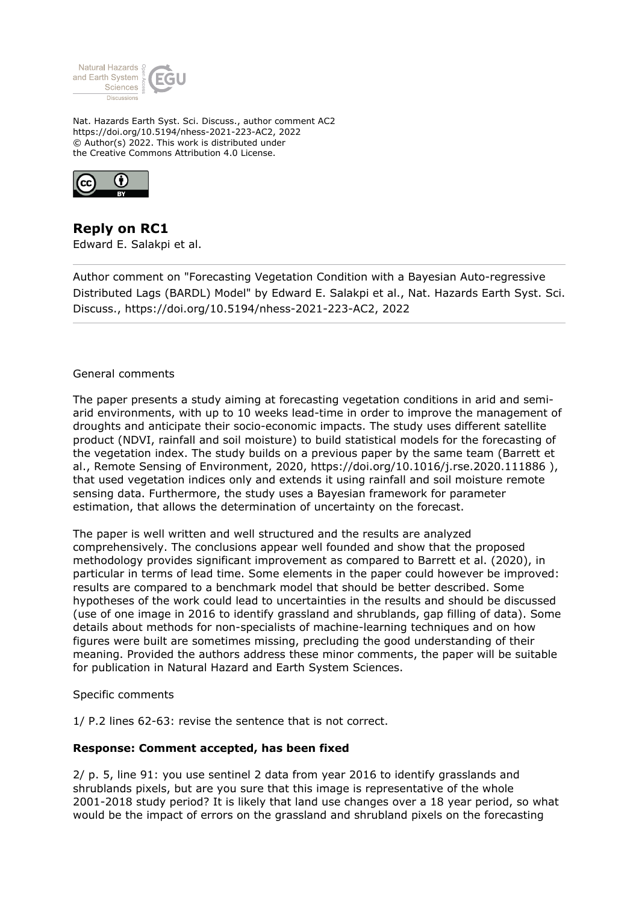Nat. Hazards Earth Syst. Sci. Discuss., author comment AC2
https://doi.org/10.5194/nhess-2021-223-AC2, 2022
© Author(s) 2022. This work is distributed under
the Creative Commons Attribution 4.0 License.

# Reply on RC1

Edward E. Salakpi et al.

---

Author comment on "Forecasting Vegetation Condition with a Bayesian Auto-regressive Distributed Lags (BARDL) Model" by Edward E. Salakpi et al., Nat. Hazards Earth Syst. Sci. Discuss., https://doi.org/10.5194/nhess-2021-223-AC2, 2022

---

General comments

The paper presents a study aiming at forecasting vegetation conditions in arid and semi-arid environments, with up to 10 weeks lead-time in order to improve the management of droughts and anticipate their socio-economic impacts. The study uses different satellite product (NDVI, rainfall and soil moisture) to build statistical models for the forecasting of the vegetation index. The study builds on a previous paper by the same team (Barrett et al., Remote Sensing of Environment, 2020, https://doi.org/10.1016/j.rse.2020.111886 ), that used vegetation indices only and extends it using rainfall and soil moisture remote sensing data. Furthermore, the study uses a Bayesian framework for parameter estimation, that allows the determination of uncertainty on the forecast.

The paper is well written and well structured and the results are analyzed comprehensively. The conclusions appear well founded and show that the proposed methodology provides significant improvement as compared to Barrett et al. (2020), in particular in terms of lead time. Some elements in the paper could however be improved: results are compared to a benchmark model that should be better described. Some hypotheses of the work could lead to uncertainties in the results and should be discussed (use of one image in 2016 to identify grassland and shrublands, gap filling of data). Some details about methods for non-specialists of machine-learning techniques and on how figures were built are sometimes missing, precluding the good understanding of their meaning. Provided the authors address these minor comments, the paper will be suitable for publication in Natural Hazard and Earth System Sciences.

Specific comments

1/ P.2 lines 62-63: revise the sentence that is not correct.

**Response: Comment accepted, has been fixed**

2/ p. 5, line 91: you use sentinel 2 data from year 2016 to identify grasslands and shrublands pixels, but are you sure that this image is representative of the whole 2001-2018 study period? It is likely that land use changes over a 18 year period, so what would be the impact of errors on the grassland and shrubland pixels on the forecasting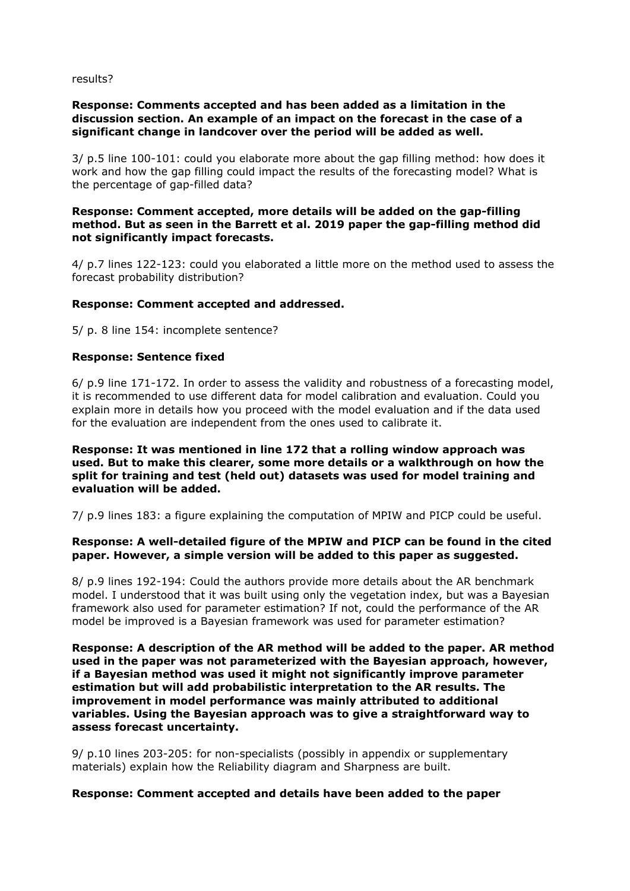results?

**Response: Comments accepted and has been added as a limitation in the discussion section. An example of an impact on the forecast in the case of a significant change in landcover over the period will be added as well.**

3/ p.5 line 100-101: could you elaborate more about the gap filling method: how does it work and how the gap filling could impact the results of the forecasting model? What is the percentage of gap-filled data?

**Response: Comment accepted, more details will be added on the gap-filling method. But as seen in the Barrett et al. 2019 paper the gap-filling method did not significantly impact forecasts.**

4/ p.7 lines 122-123: could you elaborated a little more on the method used to assess the forecast probability distribution?

**Response: Comment accepted and addressed.**

5/ p. 8 line 154: incomplete sentence?

**Response: Sentence fixed**

6/ p.9 line 171-172. In order to assess the validity and robustness of a forecasting model, it is recommended to use different data for model calibration and evaluation. Could you explain more in details how you proceed with the model evaluation and if the data used for the evaluation are independent from the ones used to calibrate it.

**Response: It was mentioned in line 172 that a rolling window approach was used. But to make this clearer, some more details or a walkthrough on how the split for training and test (held out) datasets was used for model training and evaluation will be added.**

7/ p.9 lines 183: a figure explaining the computation of MPIW and PICP could be useful.

**Response: A well-detailed figure of the MPIW and PICP can be found in the cited paper. However, a simple version will be added to this paper as suggested.**

8/ p.9 lines 192-194: Could the authors provide more details about the AR benchmark model. I understood that it was built using only the vegetation index, but was a Bayesian framework also used for parameter estimation? If not, could the performance of the AR model be improved is a Bayesian framework was used for parameter estimation?

**Response: A description of the AR method will be added to the paper. AR method used in the paper was not parameterized with the Bayesian approach, however, if a Bayesian method was used it might not significantly improve parameter estimation but will add probabilistic interpretation to the AR results. The improvement in model performance was mainly attributed to additional variables. Using the Bayesian approach was to give a straightforward way to assess forecast uncertainty.**

9/ p.10 lines 203-205: for non-specialists (possibly in appendix or supplementary materials) explain how the Reliability diagram and Sharpness are built.

**Response: Comment accepted and details have been added to the paper**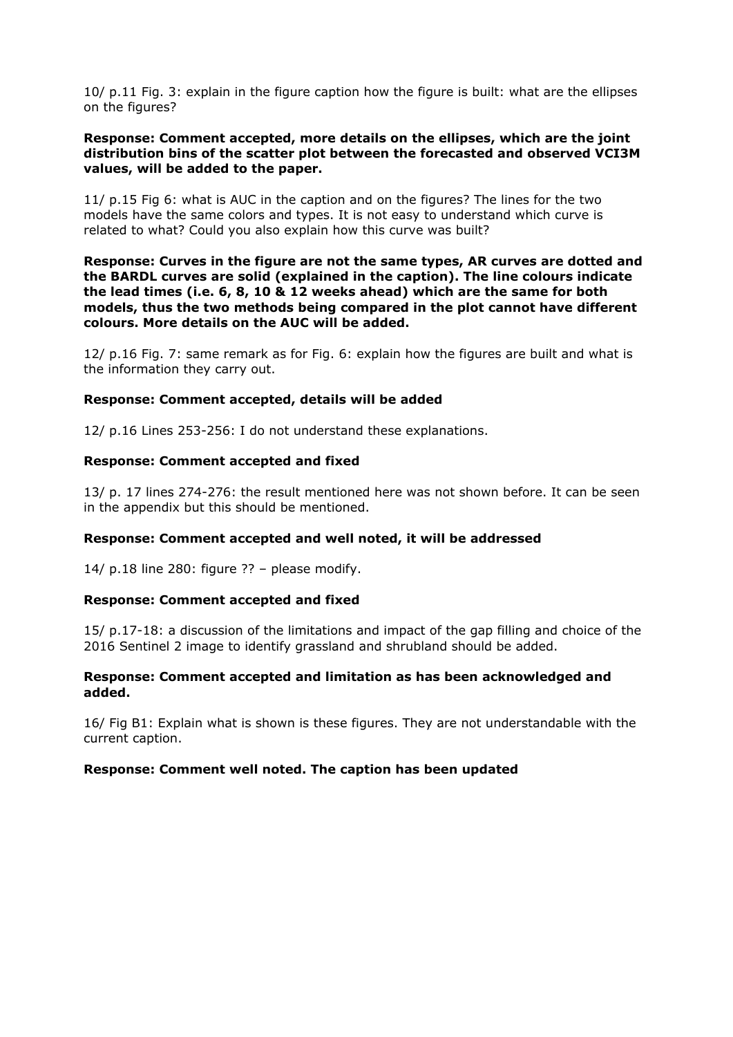10/ p.11 Fig. 3: explain in the figure caption how the figure is built: what are the ellipses on the figures?

**Response: Comment accepted, more details on the ellipses, which are the joint distribution bins of the scatter plot between the forecasted and observed VCI3M values, will be added to the paper.**

11/ p.15 Fig 6: what is AUC in the caption and on the figures? The lines for the two models have the same colors and types. It is not easy to understand which curve is related to what? Could you also explain how this curve was built?

**Response: Curves in the figure are not the same types, AR curves are dotted and the BARDL curves are solid (explained in the caption). The line colours indicate the lead times (i.e. 6, 8, 10 & 12 weeks ahead) which are the same for both models, thus the two methods being compared in the plot cannot have different colours. More details on the AUC will be added.**

12/ p.16 Fig. 7: same remark as for Fig. 6: explain how the figures are built and what is the information they carry out.

**Response: Comment accepted, details will be added**

12/ p.16 Lines 253-256: I do not understand these explanations.

**Response: Comment accepted and fixed**

13/ p. 17 lines 274-276: the result mentioned here was not shown before. It can be seen in the appendix but this should be mentioned.

**Response: Comment accepted and well noted, it will be addressed**

14/ p.18 line 280: figure ?? – please modify.

**Response: Comment accepted and fixed**

15/ p.17-18: a discussion of the limitations and impact of the gap filling and choice of the 2016 Sentinel 2 image to identify grassland and shrubland should be added.

**Response: Comment accepted and limitation as has been acknowledged and added.**

16/ Fig B1: Explain what is shown is these figures. They are not understandable with the current caption.

**Response: Comment well noted. The caption has been updated**